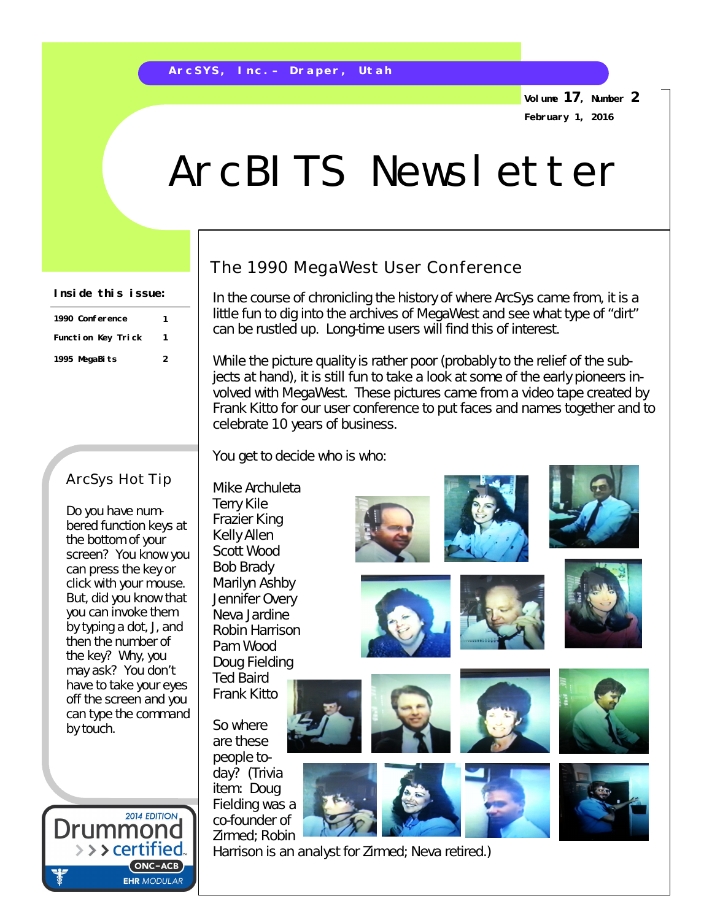ArcSYS, Inc.– Draper, Utah

Volume 17, Number 2

February 1, 2016

# ArcBITS Newsletter

**Inside this issue:**

| | |
|---|---|
| 1990 Conference | 1 |
| Function Key Trick | 1 |
| 1995 MegaBits | 2 |

## ArcSys Hot Tip

Do you have numbered function keys at the bottom of your screen? You know you can press the key or click with your mouse. But, did you know that you can invoke them by typing a dot, J, and then the number of the key? Why, you may ask? You don't have to take your eyes off the screen and you can type the command by touch.

2014 EDITION Drummond certified ONC-ACB EHR MODULAR

## The 1990 MegaWest User Conference

In the course of chronicling the history of where ArcSys came from, it is a little fun to dig into the archives of MegaWest and see what type of "dirt" can be rustled up. Long-time users will find this of interest.

While the picture quality is rather poor (probably to the relief of the subjects at hand), it is still fun to take a look at some of the early pioneers involved with MegaWest. These pictures came from a video tape created by Frank Kitto for our user conference to put faces and names together and to celebrate 10 years of business.

You get to decide who is who:

Mike Archuleta
Terry Kile
Frazier King
Kelly Allen
Scott Wood
Bob Brady
Marilyn Ashby
Jennifer Overy
Neva Jardine
Robin Harrison
Pam Wood
Doug Fielding
Ted Baird
Frank Kitto

So where are these people today? (Trivia item: Doug Fielding was a co-founder of Zirmed; Robin Harrison is an analyst for Zirmed; Neva retired.)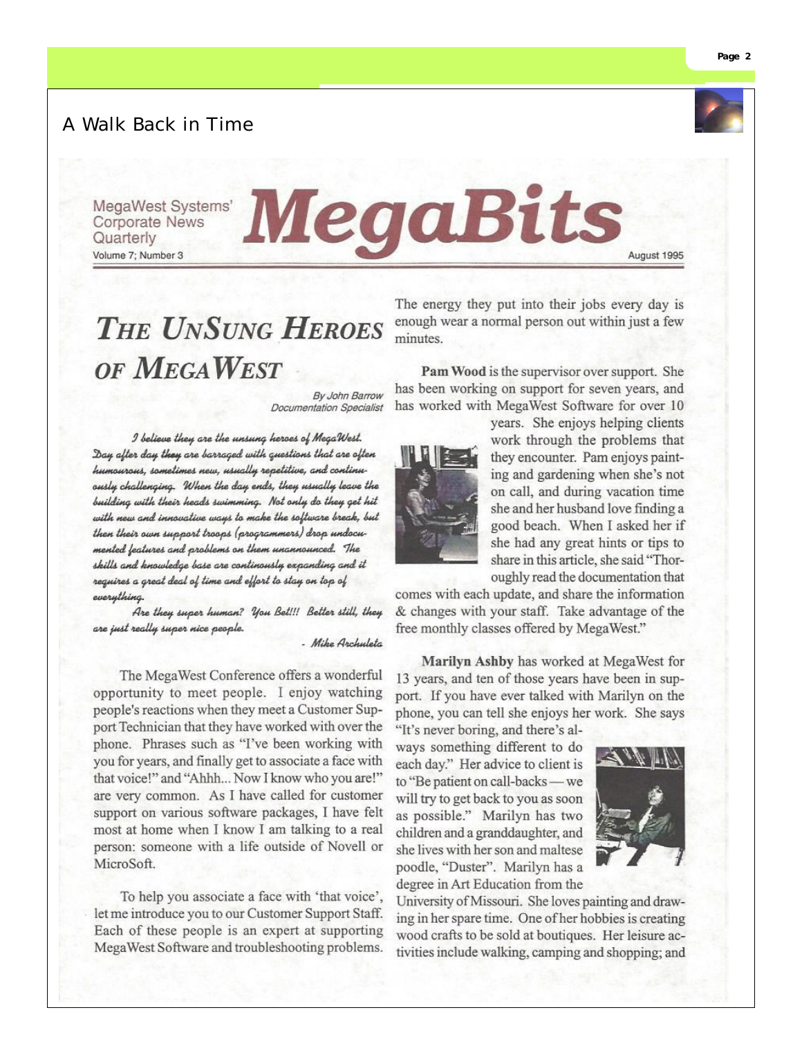# A Walk Back in Time

MegaWest Systems' Corporate News Quarterly
Volume 7; Number 3

# MegaBits

August 1995

## The UnSung Heroes of MegaWest

*By John Barrow*
*Documentation Specialist*

*I believe they are the unsung heroes of MegaWest. Day after day they are barraged with questions that are often humourous, sometimes new, usually repetitive, and continuously challenging. When the day ends, they usually leave the building with their heads swimming. Not only do they get hit with new and innovative ways to make the software break, but then their own support troops (programmers) drop undocumented features and problems on them unannounced. The skills and knowledge base are continuously expanding and it requires a great deal of time and effort to stay on top of everything.*

*Are they super human? You Bet!!! Better still, they are just really super nice people.*

*- Mike Archuleta*

The MegaWest Conference offers a wonderful opportunity to meet people. I enjoy watching people's reactions when they meet a Customer Support Technician that they have worked with over the phone. Phrases such as "I've been working with you for years, and finally get to associate a face with that voice!" and "Ahhh... Now I know who you are!" are very common. As I have called for customer support on various software packages, I have felt most at home when I know I am talking to a real person: someone with a life outside of Novell or MicroSoft.

To help you associate a face with 'that voice', let me introduce you to our Customer Support Staff. Each of these people is an expert at supporting MegaWest Software and troubleshooting problems. The energy they put into their jobs every day is enough wear a normal person out within just a few minutes.

**Pam Wood** is the supervisor over support. She has been working on support for seven years, and has worked with MegaWest Software for over 10 years. She enjoys helping clients work through the problems that they encounter. Pam enjoys painting and gardening when she's not on call, and during vacation time she and her husband love finding a good beach. When I asked her if she had any great hints or tips to share in this article, she said "Thoroughly read the documentation that comes with each update, and share the information & changes with your staff. Take advantage of the free monthly classes offered by MegaWest."

**Marilyn Ashby** has worked at MegaWest for 13 years, and ten of those years have been in support. If you have ever talked with Marilyn on the phone, you can tell she enjoys her work. She says "It's never boring, and there's always something different to do each day." Her advice to client is to "Be patient on call-backs — we will try to get back to you as soon as possible." Marilyn has two children and a granddaughter, and she lives with her son and maltese poodle, "Duster". Marilyn has a degree in Art Education from the University of Missouri. She loves painting and drawing in her spare time. One of her hobbies is creating wood crafts to be sold at boutiques. Her leisure activities include walking, camping and shopping; and